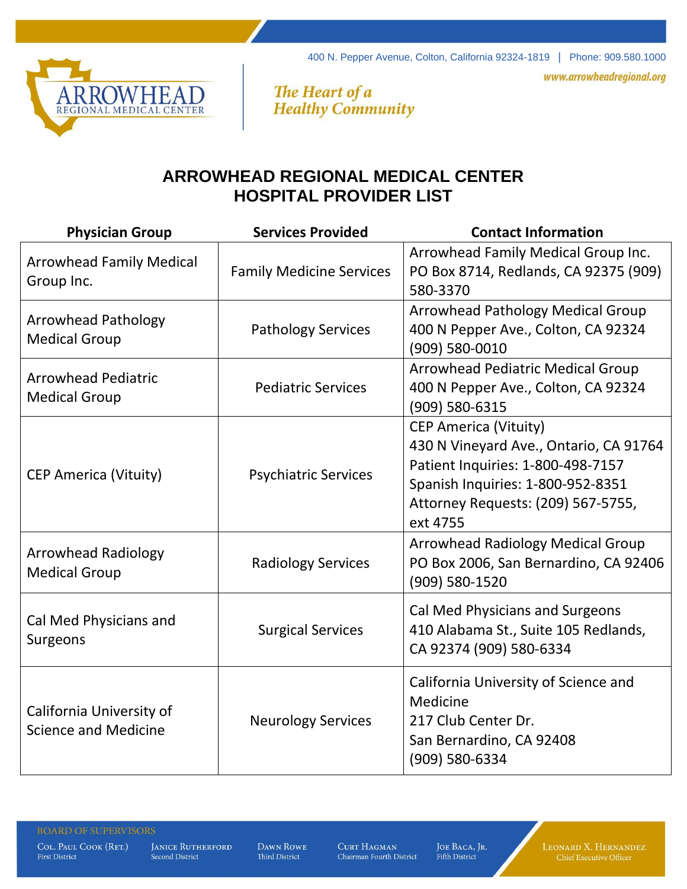400 N. Pepper Avenue, Colton, California 92324-1819 | Phone: 909.580.1000

www.arrowheadregional.org

ARROWHEAD REGIONAL MEDICAL CENTER

*The Heart of a Healthy Community*

# ARROWHEAD REGIONAL MEDICAL CENTER HOSPITAL PROVIDER LIST

| Physician Group | Services Provided | Contact Information |
|---|---|---|
| Arrowhead Family Medical Group Inc. | Family Medicine Services | Arrowhead Family Medical Group Inc. PO Box 8714, Redlands, CA 92375 (909) 580-3370 |
| Arrowhead Pathology Medical Group | Pathology Services | Arrowhead Pathology Medical Group 400 N Pepper Ave., Colton, CA 92324 (909) 580-0010 |
| Arrowhead Pediatric Medical Group | Pediatric Services | Arrowhead Pediatric Medical Group 400 N Pepper Ave., Colton, CA 92324 (909) 580-6315 |
| CEP America (Vituity) | Psychiatric Services | CEP America (Vituity) 430 N Vineyard Ave., Ontario, CA 91764 Patient Inquiries: 1-800-498-7157 Spanish Inquiries: 1-800-952-8351 Attorney Requests: (209) 567-5755, ext 4755 |
| Arrowhead Radiology Medical Group | Radiology Services | Arrowhead Radiology Medical Group PO Box 2006, San Bernardino, CA 92406 (909) 580-1520 |
| Cal Med Physicians and Surgeons | Surgical Services | Cal Med Physicians and Surgeons 410 Alabama St., Suite 105 Redlands, CA 92374 (909) 580-6334 |
| California University of Science and Medicine | Neurology Services | California University of Science and Medicine 217 Club Center Dr. San Bernardino, CA 92408 (909) 580-6334 |

BOARD OF SUPERVISORS

Col. Paul Cook (Ret.), First District | Janice Rutherford, Second District | Dawn Rowe, Third District | Curt Hagman, Chairman Fourth District | Joe Baca, Jr., Fifth District

Leonard X. Hernandez, Chief Executive Officer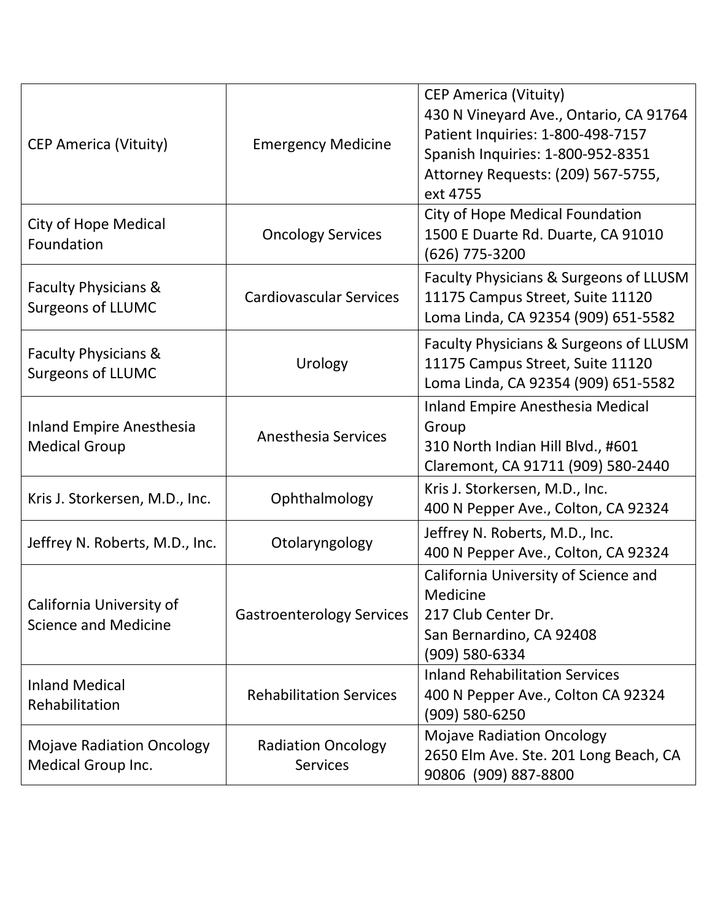| | | |
|---|---|---|
| CEP America (Vituity) | Emergency Medicine | CEP America (Vituity)<br>430 N Vineyard Ave., Ontario, CA 91764<br>Patient Inquiries: 1-800-498-7157<br>Spanish Inquiries: 1-800-952-8351<br>Attorney Requests: (209) 567-5755, ext 4755 |
| City of Hope Medical Foundation | Oncology Services | City of Hope Medical Foundation<br>1500 E Duarte Rd. Duarte, CA 91010<br>(626) 775-3200 |
| Faculty Physicians & Surgeons of LLUMC | Cardiovascular Services | Faculty Physicians & Surgeons of LLUSM<br>11175 Campus Street, Suite 11120<br>Loma Linda, CA 92354 (909) 651-5582 |
| Faculty Physicians & Surgeons of LLUMC | Urology | Faculty Physicians & Surgeons of LLUSM<br>11175 Campus Street, Suite 11120<br>Loma Linda, CA 92354 (909) 651-5582 |
| Inland Empire Anesthesia Medical Group | Anesthesia Services | Inland Empire Anesthesia Medical Group<br>310 North Indian Hill Blvd., #601<br>Claremont, CA 91711 (909) 580-2440 |
| Kris J. Storkersen, M.D., Inc. | Ophthalmology | Kris J. Storkersen, M.D., Inc.<br>400 N Pepper Ave., Colton, CA 92324 |
| Jeffrey N. Roberts, M.D., Inc. | Otolaryngology | Jeffrey N. Roberts, M.D., Inc.<br>400 N Pepper Ave., Colton, CA 92324 |
| California University of Science and Medicine | Gastroenterology Services | California University of Science and Medicine<br>217 Club Center Dr.<br>San Bernardino, CA 92408<br>(909) 580-6334 |
| Inland Medical Rehabilitation | Rehabilitation Services | Inland Rehabilitation Services<br>400 N Pepper Ave., Colton CA 92324<br>(909) 580-6250 |
| Mojave Radiation Oncology Medical Group Inc. | Radiation Oncology Services | Mojave Radiation Oncology<br>2650 Elm Ave. Ste. 201 Long Beach, CA 90806 (909) 887-8800 |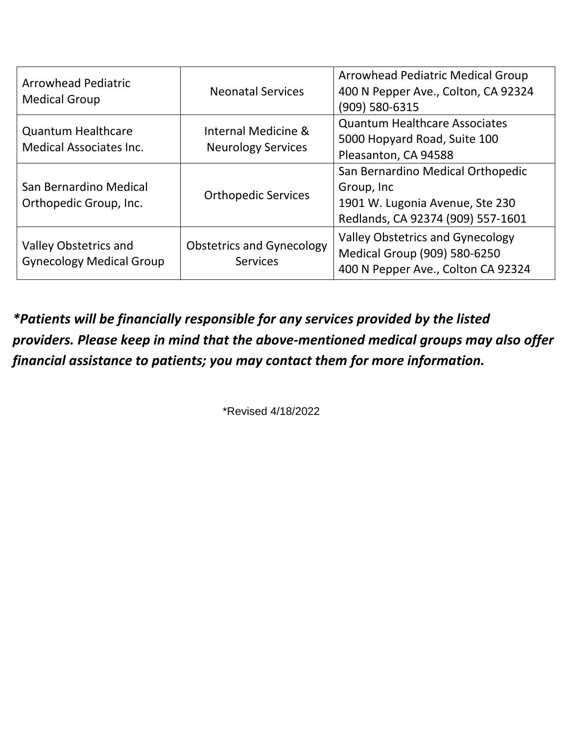| | | |
|---|---|---|
| Arrowhead Pediatric Medical Group | Neonatal Services | Arrowhead Pediatric Medical Group 400 N Pepper Ave., Colton, CA 92324 (909) 580-6315 |
| Quantum Healthcare Medical Associates Inc. | Internal Medicine & Neurology Services | Quantum Healthcare Associates 5000 Hopyard Road, Suite 100 Pleasanton, CA 94588 |
| San Bernardino Medical Orthopedic Group, Inc. | Orthopedic Services | San Bernardino Medical Orthopedic Group, Inc 1901 W. Lugonia Avenue, Ste 230 Redlands, CA 92374 (909) 557-1601 |
| Valley Obstetrics and Gynecology Medical Group | Obstetrics and Gynecology Services | Valley Obstetrics and Gynecology Medical Group (909) 580-6250 400 N Pepper Ave., Colton CA 92324 |

***Patients will be financially responsible for any services provided by the listed providers. Please keep in mind that the above-mentioned medical groups may also offer financial assistance to patients; you may contact them for more information.***

*Revised 4/18/2022